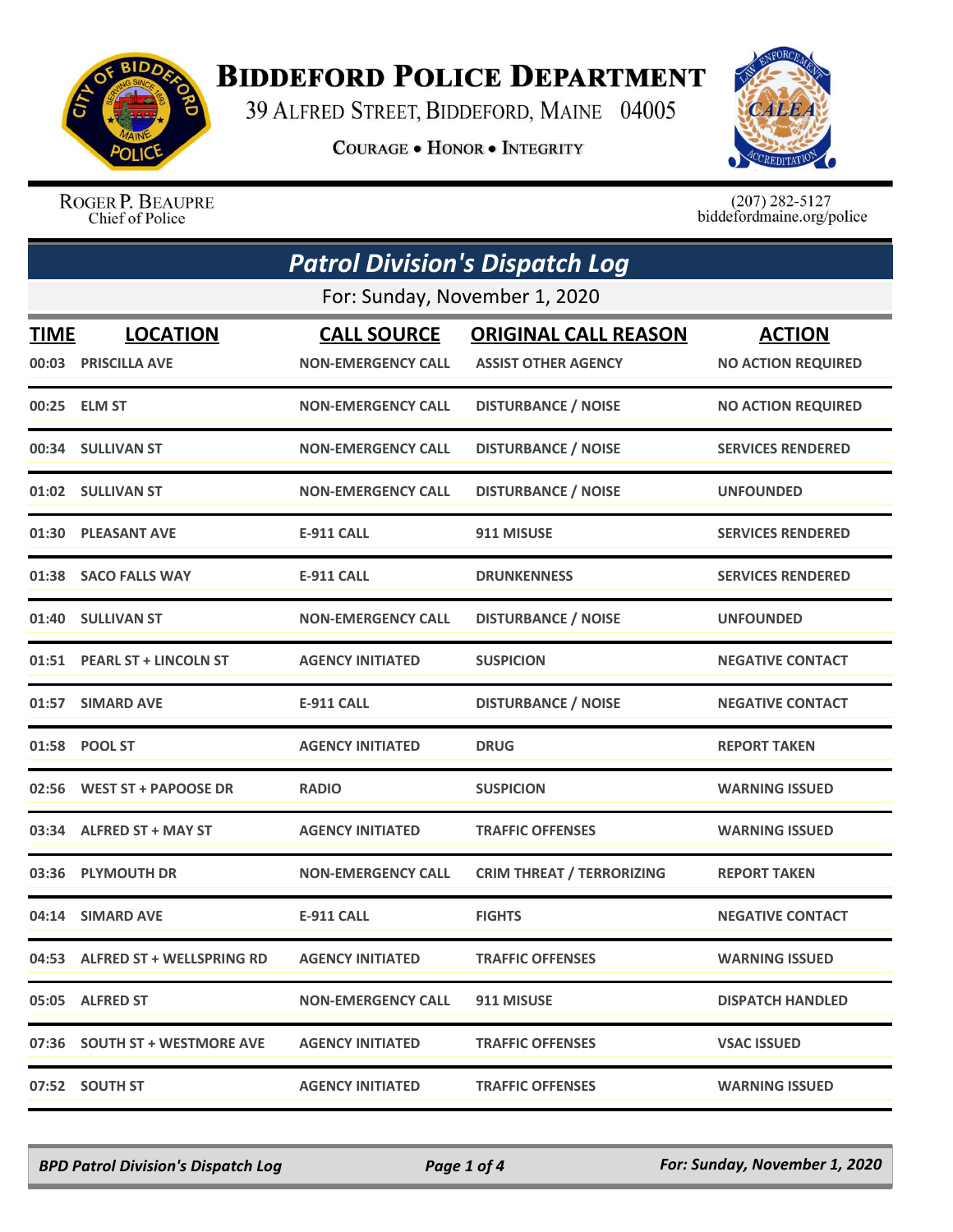# Biddeford Police Department

39 Alfred Street, Biddeford, Maine 04005

Courage • Honor • Integrity

Roger P. Beaupre
Chief of Police

(207) 282-5127
biddefordmaine.org/police

## Patrol Division's Dispatch Log

For: Sunday, November 1, 2020

| TIME | LOCATION | CALL SOURCE | ORIGINAL CALL REASON | ACTION |
|---|---|---|---|---|
| 00:03 | PRISCILLA AVE | NON-EMERGENCY CALL | ASSIST OTHER AGENCY | NO ACTION REQUIRED |
| 00:25 | ELM ST | NON-EMERGENCY CALL | DISTURBANCE / NOISE | NO ACTION REQUIRED |
| 00:34 | SULLIVAN ST | NON-EMERGENCY CALL | DISTURBANCE / NOISE | SERVICES RENDERED |
| 01:02 | SULLIVAN ST | NON-EMERGENCY CALL | DISTURBANCE / NOISE | UNFOUNDED |
| 01:30 | PLEASANT AVE | E-911 CALL | 911 MISUSE | SERVICES RENDERED |
| 01:38 | SACO FALLS WAY | E-911 CALL | DRUNKENNESS | SERVICES RENDERED |
| 01:40 | SULLIVAN ST | NON-EMERGENCY CALL | DISTURBANCE / NOISE | UNFOUNDED |
| 01:51 | PEARL ST + LINCOLN ST | AGENCY INITIATED | SUSPICION | NEGATIVE CONTACT |
| 01:57 | SIMARD AVE | E-911 CALL | DISTURBANCE / NOISE | NEGATIVE CONTACT |
| 01:58 | POOL ST | AGENCY INITIATED | DRUG | REPORT TAKEN |
| 02:56 | WEST ST + PAPOOSE DR | RADIO | SUSPICION | WARNING ISSUED |
| 03:34 | ALFRED ST + MAY ST | AGENCY INITIATED | TRAFFIC OFFENSES | WARNING ISSUED |
| 03:36 | PLYMOUTH DR | NON-EMERGENCY CALL | CRIM THREAT / TERRORIZING | REPORT TAKEN |
| 04:14 | SIMARD AVE | E-911 CALL | FIGHTS | NEGATIVE CONTACT |
| 04:53 | ALFRED ST + WELLSPRING RD | AGENCY INITIATED | TRAFFIC OFFENSES | WARNING ISSUED |
| 05:05 | ALFRED ST | NON-EMERGENCY CALL | 911 MISUSE | DISPATCH HANDLED |
| 07:36 | SOUTH ST + WESTMORE AVE | AGENCY INITIATED | TRAFFIC OFFENSES | VSAC ISSUED |
| 07:52 | SOUTH ST | AGENCY INITIATED | TRAFFIC OFFENSES | WARNING ISSUED |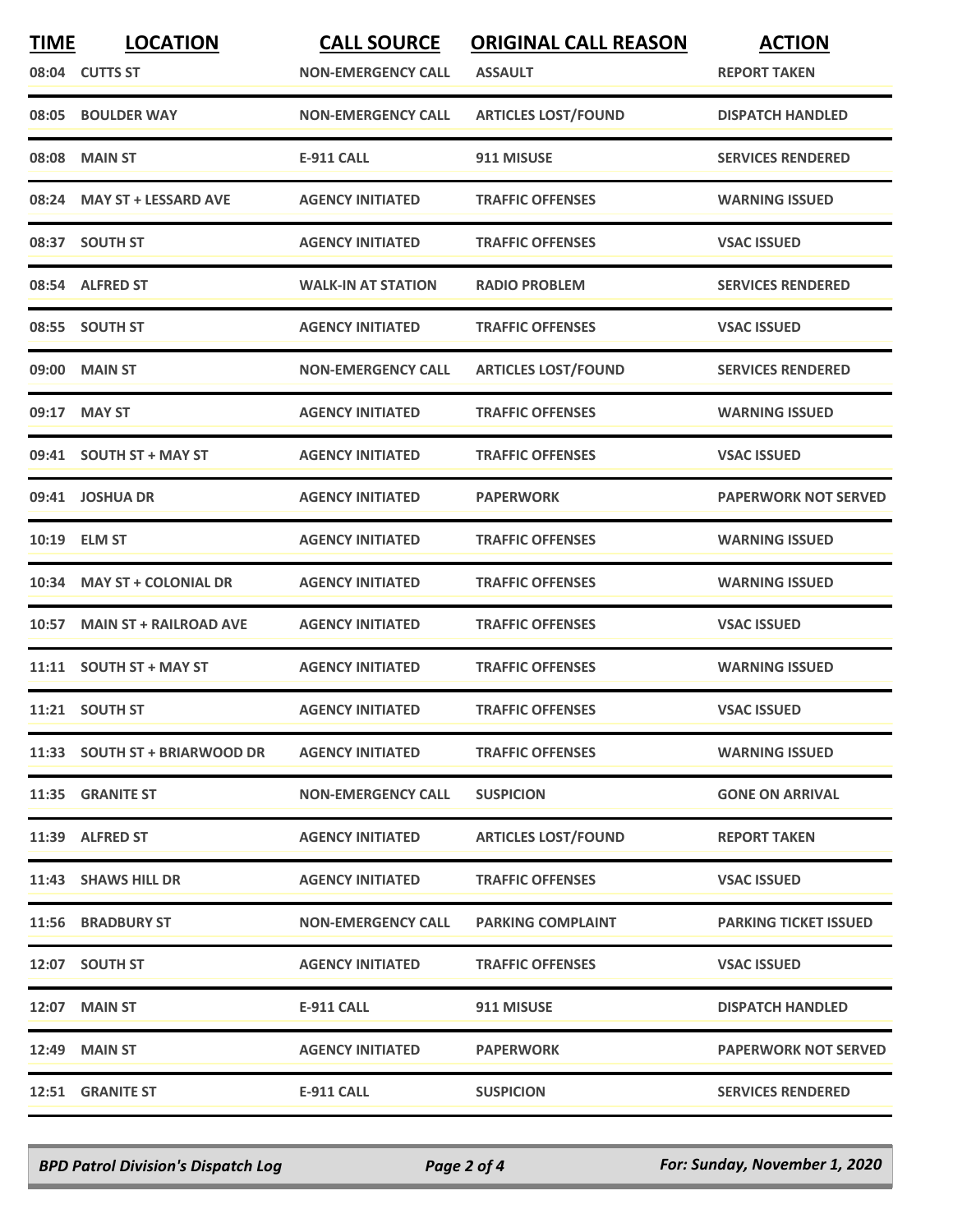| TIME | LOCATION | CALL SOURCE | ORIGINAL CALL REASON | ACTION |
|---|---|---|---|---|
| 08:04 | CUTTS ST | NON-EMERGENCY CALL | ASSAULT | REPORT TAKEN |
| 08:05 | BOULDER WAY | NON-EMERGENCY CALL | ARTICLES LOST/FOUND | DISPATCH HANDLED |
| 08:08 | MAIN ST | E-911 CALL | 911 MISUSE | SERVICES RENDERED |
| 08:24 | MAY ST + LESSARD AVE | AGENCY INITIATED | TRAFFIC OFFENSES | WARNING ISSUED |
| 08:37 | SOUTH ST | AGENCY INITIATED | TRAFFIC OFFENSES | VSAC ISSUED |
| 08:54 | ALFRED ST | WALK-IN AT STATION | RADIO PROBLEM | SERVICES RENDERED |
| 08:55 | SOUTH ST | AGENCY INITIATED | TRAFFIC OFFENSES | VSAC ISSUED |
| 09:00 | MAIN ST | NON-EMERGENCY CALL | ARTICLES LOST/FOUND | SERVICES RENDERED |
| 09:17 | MAY ST | AGENCY INITIATED | TRAFFIC OFFENSES | WARNING ISSUED |
| 09:41 | SOUTH ST + MAY ST | AGENCY INITIATED | TRAFFIC OFFENSES | VSAC ISSUED |
| 09:41 | JOSHUA DR | AGENCY INITIATED | PAPERWORK | PAPERWORK NOT SERVED |
| 10:19 | ELM ST | AGENCY INITIATED | TRAFFIC OFFENSES | WARNING ISSUED |
| 10:34 | MAY ST + COLONIAL DR | AGENCY INITIATED | TRAFFIC OFFENSES | WARNING ISSUED |
| 10:57 | MAIN ST + RAILROAD AVE | AGENCY INITIATED | TRAFFIC OFFENSES | VSAC ISSUED |
| 11:11 | SOUTH ST + MAY ST | AGENCY INITIATED | TRAFFIC OFFENSES | WARNING ISSUED |
| 11:21 | SOUTH ST | AGENCY INITIATED | TRAFFIC OFFENSES | VSAC ISSUED |
| 11:33 | SOUTH ST + BRIARWOOD DR | AGENCY INITIATED | TRAFFIC OFFENSES | WARNING ISSUED |
| 11:35 | GRANITE ST | NON-EMERGENCY CALL | SUSPICION | GONE ON ARRIVAL |
| 11:39 | ALFRED ST | AGENCY INITIATED | ARTICLES LOST/FOUND | REPORT TAKEN |
| 11:43 | SHAWS HILL DR | AGENCY INITIATED | TRAFFIC OFFENSES | VSAC ISSUED |
| 11:56 | BRADBURY ST | NON-EMERGENCY CALL | PARKING COMPLAINT | PARKING TICKET ISSUED |
| 12:07 | SOUTH ST | AGENCY INITIATED | TRAFFIC OFFENSES | VSAC ISSUED |
| 12:07 | MAIN ST | E-911 CALL | 911 MISUSE | DISPATCH HANDLED |
| 12:49 | MAIN ST | AGENCY INITIATED | PAPERWORK | PAPERWORK NOT SERVED |
| 12:51 | GRANITE ST | E-911 CALL | SUSPICION | SERVICES RENDERED |

*BPD Patrol Division's Dispatch Log* — *For: Sunday, November 1, 2020*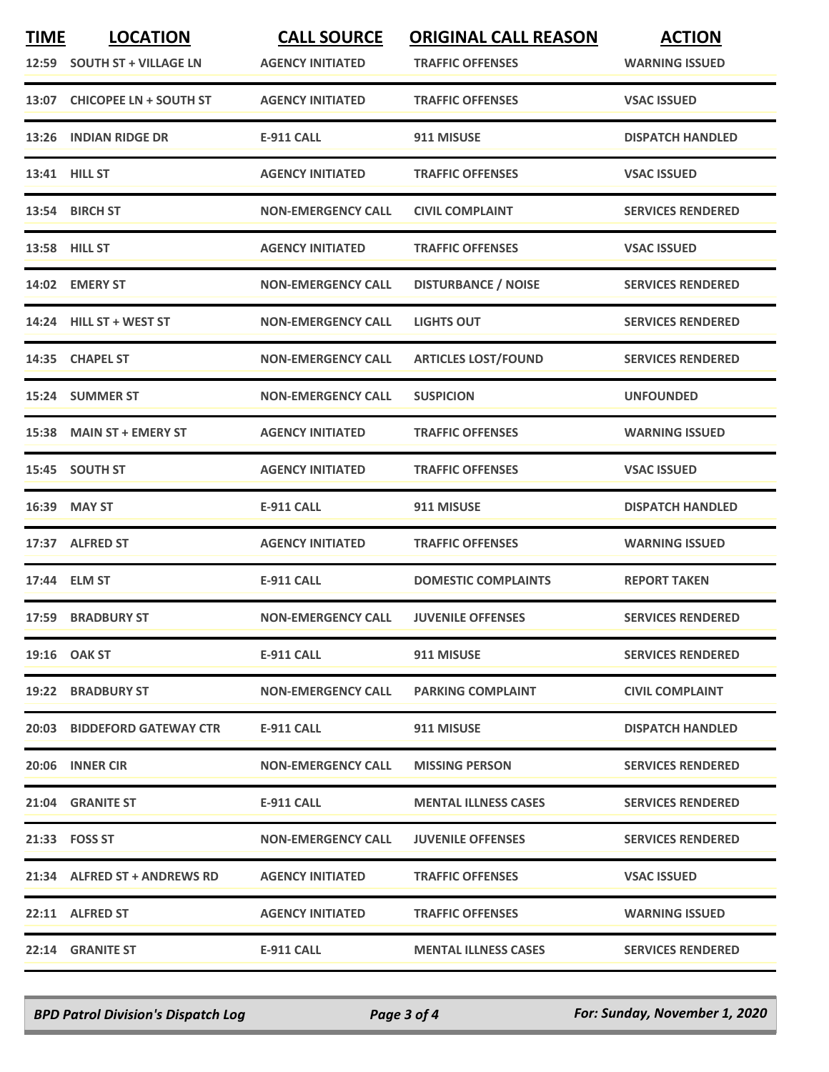| TIME | LOCATION | CALL SOURCE | ORIGINAL CALL REASON | ACTION |
| --- | --- | --- | --- | --- |
| 12:59 | SOUTH ST + VILLAGE LN | AGENCY INITIATED | TRAFFIC OFFENSES | WARNING ISSUED |
| 13:07 | CHICOPEE LN + SOUTH ST | AGENCY INITIATED | TRAFFIC OFFENSES | VSAC ISSUED |
| 13:26 | INDIAN RIDGE DR | E-911 CALL | 911 MISUSE | DISPATCH HANDLED |
| 13:41 | HILL ST | AGENCY INITIATED | TRAFFIC OFFENSES | VSAC ISSUED |
| 13:54 | BIRCH ST | NON-EMERGENCY CALL | CIVIL COMPLAINT | SERVICES RENDERED |
| 13:58 | HILL ST | AGENCY INITIATED | TRAFFIC OFFENSES | VSAC ISSUED |
| 14:02 | EMERY ST | NON-EMERGENCY CALL | DISTURBANCE / NOISE | SERVICES RENDERED |
| 14:24 | HILL ST + WEST ST | NON-EMERGENCY CALL | LIGHTS OUT | SERVICES RENDERED |
| 14:35 | CHAPEL ST | NON-EMERGENCY CALL | ARTICLES LOST/FOUND | SERVICES RENDERED |
| 15:24 | SUMMER ST | NON-EMERGENCY CALL | SUSPICION | UNFOUNDED |
| 15:38 | MAIN ST + EMERY ST | AGENCY INITIATED | TRAFFIC OFFENSES | WARNING ISSUED |
| 15:45 | SOUTH ST | AGENCY INITIATED | TRAFFIC OFFENSES | VSAC ISSUED |
| 16:39 | MAY ST | E-911 CALL | 911 MISUSE | DISPATCH HANDLED |
| 17:37 | ALFRED ST | AGENCY INITIATED | TRAFFIC OFFENSES | WARNING ISSUED |
| 17:44 | ELM ST | E-911 CALL | DOMESTIC COMPLAINTS | REPORT TAKEN |
| 17:59 | BRADBURY ST | NON-EMERGENCY CALL | JUVENILE OFFENSES | SERVICES RENDERED |
| 19:16 | OAK ST | E-911 CALL | 911 MISUSE | SERVICES RENDERED |
| 19:22 | BRADBURY ST | NON-EMERGENCY CALL | PARKING COMPLAINT | CIVIL COMPLAINT |
| 20:03 | BIDDEFORD GATEWAY CTR | E-911 CALL | 911 MISUSE | DISPATCH HANDLED |
| 20:06 | INNER CIR | NON-EMERGENCY CALL | MISSING PERSON | SERVICES RENDERED |
| 21:04 | GRANITE ST | E-911 CALL | MENTAL ILLNESS CASES | SERVICES RENDERED |
| 21:33 | FOSS ST | NON-EMERGENCY CALL | JUVENILE OFFENSES | SERVICES RENDERED |
| 21:34 | ALFRED ST + ANDREWS RD | AGENCY INITIATED | TRAFFIC OFFENSES | VSAC ISSUED |
| 22:11 | ALFRED ST | AGENCY INITIATED | TRAFFIC OFFENSES | WARNING ISSUED |
| 22:14 | GRANITE ST | E-911 CALL | MENTAL ILLNESS CASES | SERVICES RENDERED |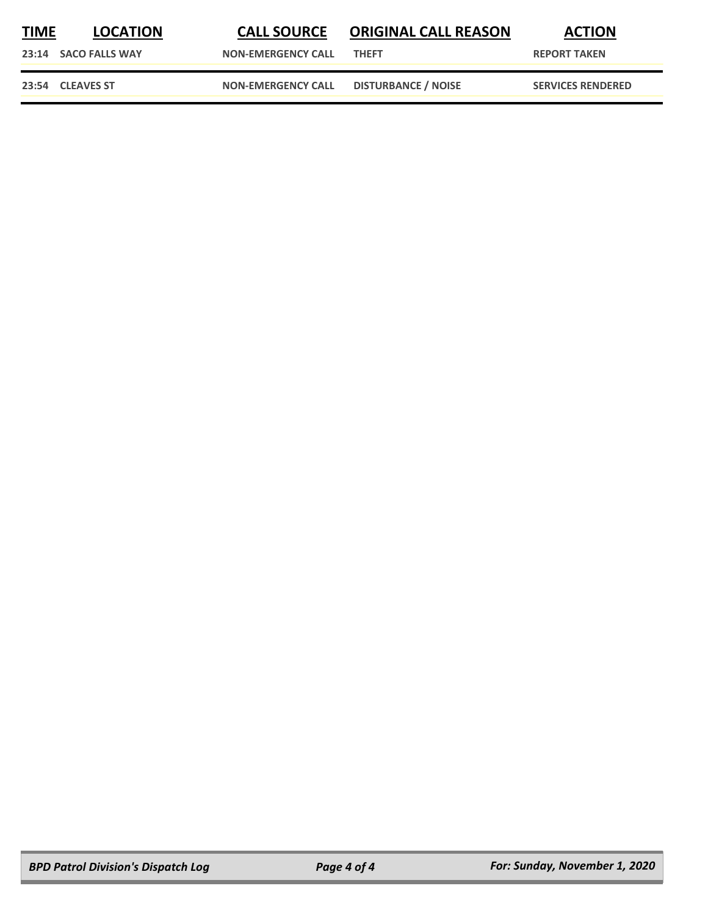| TIME | LOCATION | CALL SOURCE | ORIGINAL CALL REASON | ACTION |
|---|---|---|---|---|
| 23:14 | SACO FALLS WAY | NON-EMERGENCY CALL | THEFT | REPORT TAKEN |
| 23:54 | CLEAVES ST | NON-EMERGENCY CALL | DISTURBANCE / NOISE | SERVICES RENDERED |